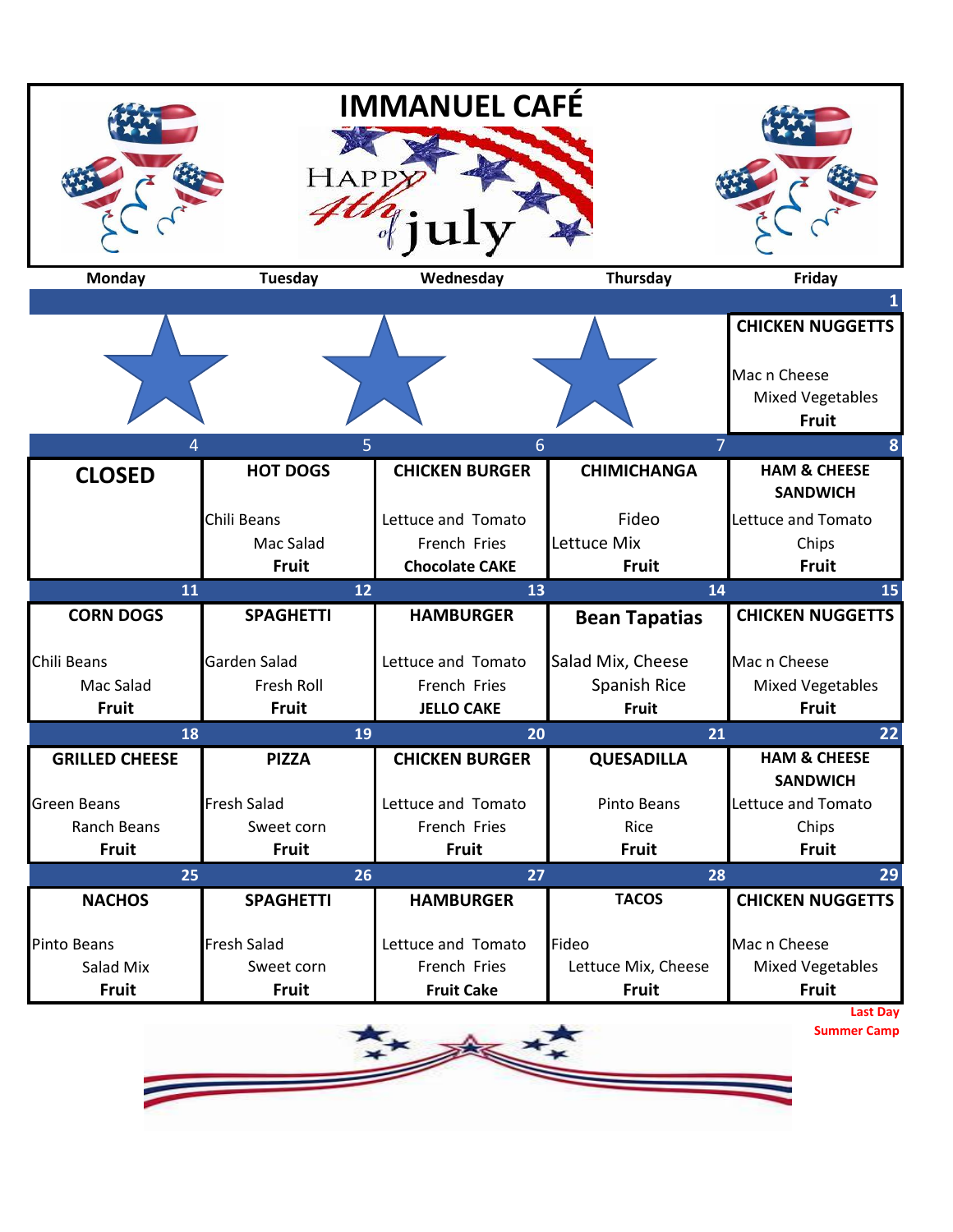# IMMANUEL CAFÉ

Happy 4th of July

| Monday | Tuesday | Wednesday | Thursday | Friday |
|---|---|---|---|---|
| | | | | 1 |
| | | | | **CHICKEN NUGGETTS**<br>Mac n Cheese<br>Mixed Vegetables<br>**Fruit** |
| 4 | 5 | 6 | 7 | 8 |
| **CLOSED** | **HOT DOGS**<br>Chili Beans<br>Mac Salad<br>**Fruit** | **CHICKEN BURGER**<br>Lettuce and Tomato<br>French Fries<br>**Chocolate CAKE** | **CHIMICHANGA**<br>Fideo<br>Lettuce Mix<br>**Fruit** | **HAM & CHEESE SANDWICH**<br>Lettuce and Tomato<br>Chips<br>**Fruit** |
| 11 | 12 | 13 | 14 | 15 |
| **CORN DOGS**<br>Chili Beans<br>Mac Salad<br>**Fruit** | **SPAGHETTI**<br>Garden Salad<br>Fresh Roll<br>**Fruit** | **HAMBURGER**<br>Lettuce and Tomato<br>French Fries<br>**JELLO CAKE** | **Bean Tapatias**<br>Salad Mix, Cheese<br>Spanish Rice<br>**Fruit** | **CHICKEN NUGGETTS**<br>Mac n Cheese<br>Mixed Vegetables<br>**Fruit** |
| 18 | 19 | 20 | 21 | 22 |
| **GRILLED CHEESE**<br>Green Beans<br>Ranch Beans<br>**Fruit** | **PIZZA**<br>Fresh Salad<br>Sweet corn<br>**Fruit** | **CHICKEN BURGER**<br>Lettuce and Tomato<br>French Fries<br>**Fruit** | **QUESADILLA**<br>Pinto Beans<br>Rice<br>**Fruit** | **HAM & CHEESE SANDWICH**<br>Lettuce and Tomato<br>Chips<br>**Fruit** |
| 25 | 26 | 27 | 28 | 29 |
| **NACHOS**<br>Pinto Beans<br>Salad Mix<br>**Fruit** | **SPAGHETTI**<br>Fresh Salad<br>Sweet corn<br>**Fruit** | **HAMBURGER**<br>Lettuce and Tomato<br>French Fries<br>**Fruit Cake** | **TACOS**<br>Fideo<br>Lettuce Mix, Cheese<br>**Fruit** | **CHICKEN NUGGETTS**<br>Mac n Cheese<br>Mixed Vegetables<br>**Fruit** |

**Last Day Summer Camp**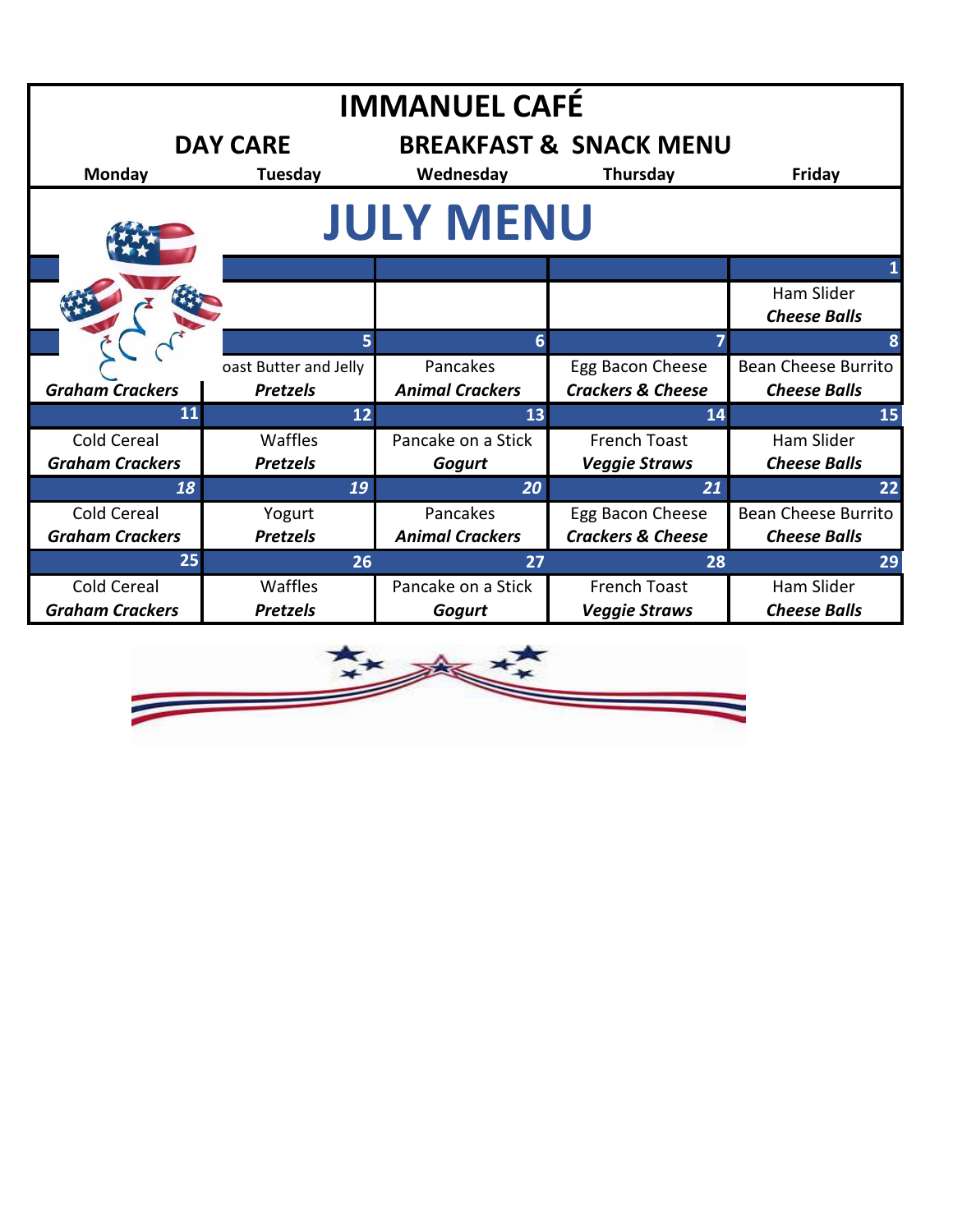# IMMANUEL CAFÉ

## DAY CARE BREAKFAST & SNACK MENU

# JULY MENU

| Monday | Tuesday | Wednesday | Thursday | Friday |
|---|---|---|---|---|
| | | | | 1 |
| | | | | Ham Slider<br>***Cheese Balls*** |
| | 5 | 6 | 7 | 8 |
| ***Graham Crackers*** | oast Butter and Jelly<br>***Pretzels*** | Pancakes<br>***Animal Crackers*** | Egg Bacon Cheese<br>***Crackers & Cheese*** | Bean Cheese Burrito<br>***Cheese Balls*** |
| 11 | 12 | 13 | 14 | 15 |
| Cold Cereal<br>***Graham Crackers*** | Waffles<br>***Pretzels*** | Pancake on a Stick<br>***Gogurt*** | French Toast<br>***Veggie Straws*** | Ham Slider<br>***Cheese Balls*** |
| 18 | 19 | 20 | 21 | 22 |
| Cold Cereal<br>***Graham Crackers*** | Yogurt<br>***Pretzels*** | Pancakes<br>***Animal Crackers*** | Egg Bacon Cheese<br>***Crackers & Cheese*** | Bean Cheese Burrito<br>***Cheese Balls*** |
| 25 | 26 | 27 | 28 | 29 |
| Cold Cereal<br>***Graham Crackers*** | Waffles<br>***Pretzels*** | Pancake on a Stick<br>***Gogurt*** | French Toast<br>***Veggie Straws*** | Ham Slider<br>***Cheese Balls*** |